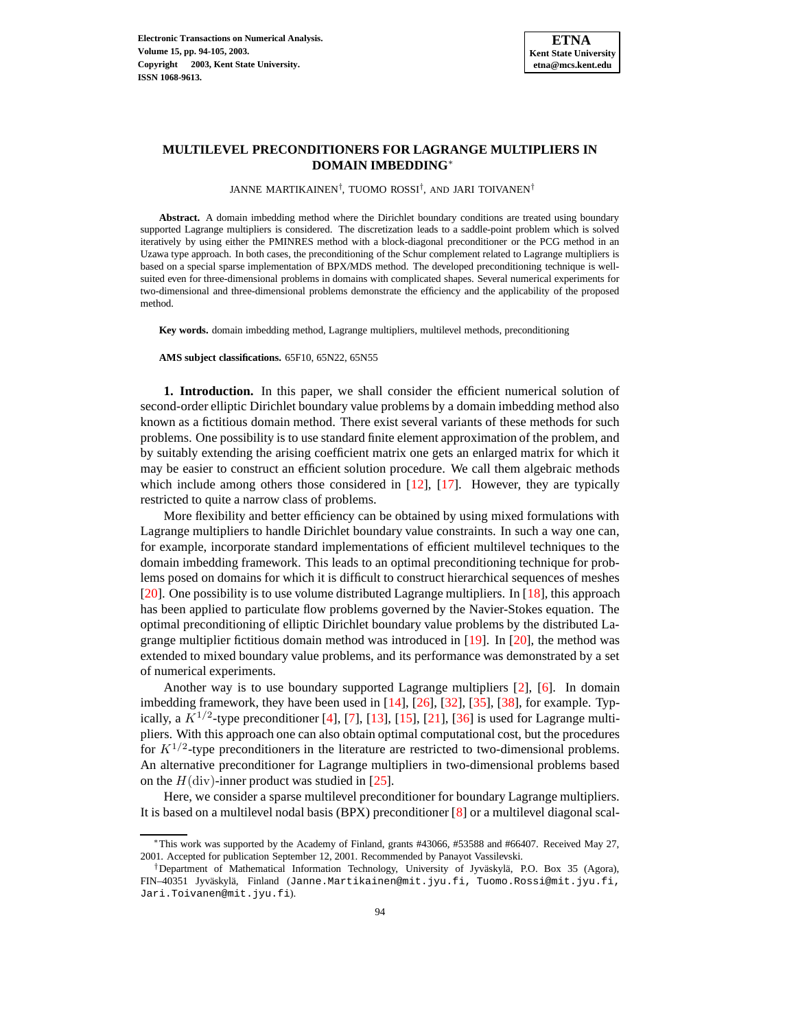# MULTILEVEL PRECONDITIONERS FOR LAGRANGE MULTIPLIERS IN DOMAIN IMBEDDING*

JANNE MARTIKAINEN†, TUOMO ROSSI†, AND JARI TOIVANEN†

**Abstract.** A domain imbedding method where the Dirichlet boundary conditions are treated using boundary supported Lagrange multipliers is considered. The discretization leads to a saddle-point problem which is solved iteratively by using either the PMINRES method with a block-diagonal preconditioner or the PCG method in an Uzawa type approach. In both cases, the preconditioning of the Schur complement related to Lagrange multipliers is based on a special sparse implementation of BPX/MDS method. The developed preconditioning technique is well-suited even for three-dimensional problems in domains with complicated shapes. Several numerical experiments for two-dimensional and three-dimensional problems demonstrate the efficiency and the applicability of the proposed method.

**Key words.** domain imbedding method, Lagrange multipliers, multilevel methods, preconditioning

**AMS subject classifications.** 65F10, 65N22, 65N55

**1. Introduction.** In this paper, we shall consider the efficient numerical solution of second-order elliptic Dirichlet boundary value problems by a domain imbedding method also known as a fictitious domain method. There exist several variants of these methods for such problems. One possibility is to use standard finite element approximation of the problem, and by suitably extending the arising coefficient matrix one gets an enlarged matrix for which it may be easier to construct an efficient solution procedure. We call them algebraic methods which include among others those considered in [12], [17]. However, they are typically restricted to quite a narrow class of problems.

More flexibility and better efficiency can be obtained by using mixed formulations with Lagrange multipliers to handle Dirichlet boundary value constraints. In such a way one can, for example, incorporate standard implementations of efficient multilevel techniques to the domain imbedding framework. This leads to an optimal preconditioning technique for problems posed on domains for which it is difficult to construct hierarchical sequences of meshes [20]. One possibility is to use volume distributed Lagrange multipliers. In [18], this approach has been applied to particulate flow problems governed by the Navier-Stokes equation. The optimal preconditioning of elliptic Dirichlet boundary value problems by the distributed Lagrange multiplier fictitious domain method was introduced in [19]. In [20], the method was extended to mixed boundary value problems, and its performance was demonstrated by a set of numerical experiments.

Another way is to use boundary supported Lagrange multipliers [2], [6]. In domain imbedding framework, they have been used in [14], [26], [32], [35], [38], for example. Typically, a $K^{1/2}$-type preconditioner [4], [7], [13], [15], [21], [36] is used for Lagrange multipliers. With this approach one can also obtain optimal computational cost, but the procedures for $K^{1/2}$-type preconditioners in the literature are restricted to two-dimensional problems. An alternative preconditioner for Lagrange multipliers in two-dimensional problems based on the $H(\mathrm{div})$-inner product was studied in [25].

Here, we consider a sparse multilevel preconditioner for boundary Lagrange multipliers. It is based on a multilevel nodal basis (BPX) preconditioner [8] or a multilevel diagonal scal-

---

*This work was supported by the Academy of Finland, grants #43066, #53588 and #66407. Received May 27, 2001. Accepted for publication September 12, 2001. Recommended by Panayot Vassilevski.

†Department of Mathematical Information Technology, University of Jyväskylä, P.O. Box 35 (Agora), FIN–40351 Jyväskylä, Finland (Janne.Martikainen@mit.jyu.fi, Tuomo.Rossi@mit.jyu.fi, Jari.Toivanen@mit.jyu.fi).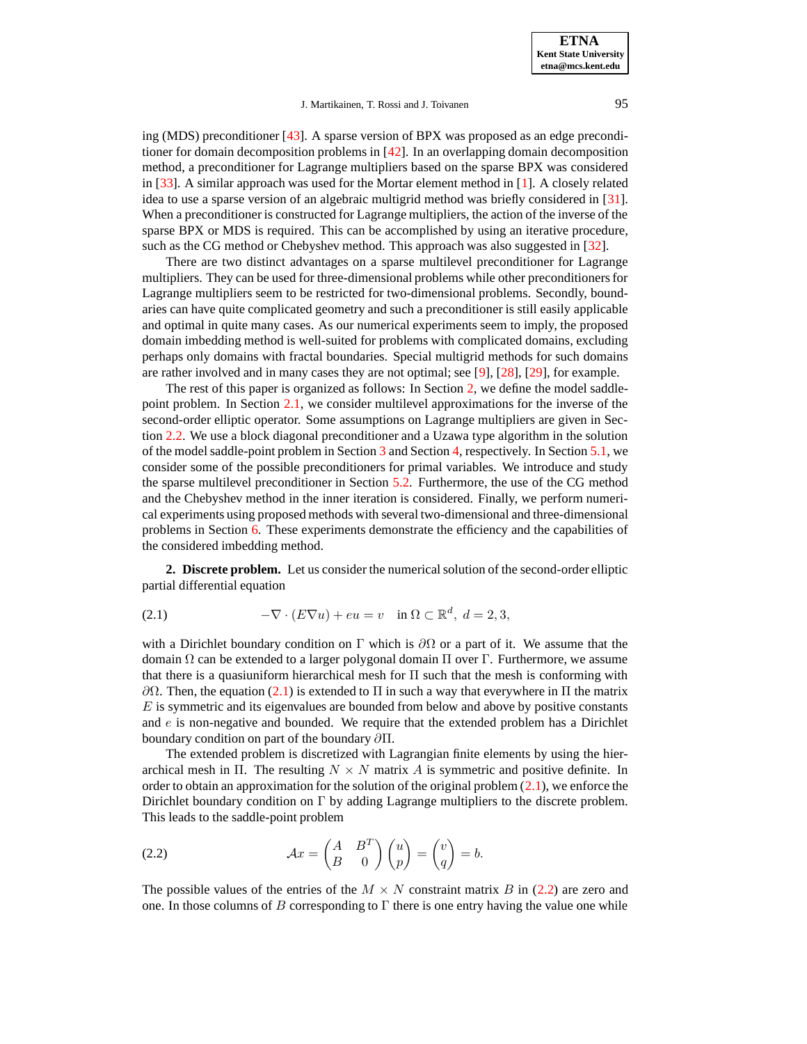ing (MDS) preconditioner [43]. A sparse version of BPX was proposed as an edge preconditioner for domain decomposition problems in [42]. In an overlapping domain decomposition method, a preconditioner for Lagrange multipliers based on the sparse BPX was considered in [33]. A similar approach was used for the Mortar element method in [1]. A closely related idea to use a sparse version of an algebraic multigrid method was briefly considered in [31]. When a preconditioner is constructed for Lagrange multipliers, the action of the inverse of the sparse BPX or MDS is required. This can be accomplished by using an iterative procedure, such as the CG method or Chebyshev method. This approach was also suggested in [32].

There are two distinct advantages on a sparse multilevel preconditioner for Lagrange multipliers. They can be used for three-dimensional problems while other preconditioners for Lagrange multipliers seem to be restricted for two-dimensional problems. Secondly, boundaries can have quite complicated geometry and such a preconditioner is still easily applicable and optimal in quite many cases. As our numerical experiments seem to imply, the proposed domain imbedding method is well-suited for problems with complicated domains, excluding perhaps only domains with fractal boundaries. Special multigrid methods for such domains are rather involved and in many cases they are not optimal; see [9], [28], [29], for example.

The rest of this paper is organized as follows: In Section 2, we define the model saddle-point problem. In Section 2.1, we consider multilevel approximations for the inverse of the second-order elliptic operator. Some assumptions on Lagrange multipliers are given in Section 2.2. We use a block diagonal preconditioner and a Uzawa type algorithm in the solution of the model saddle-point problem in Section 3 and Section 4, respectively. In Section 5.1, we consider some of the possible preconditioners for primal variables. We introduce and study the sparse multilevel preconditioner in Section 5.2. Furthermore, the use of the CG method and the Chebyshev method in the inner iteration is considered. Finally, we perform numerical experiments using proposed methods with several two-dimensional and three-dimensional problems in Section 6. These experiments demonstrate the efficiency and the capabilities of the considered imbedding method.

**2. Discrete problem.** Let us consider the numerical solution of the second-order elliptic partial differential equation

$$-\nabla \cdot (E \nabla u) + eu = v \quad \text{in } \Omega \subset \mathbb{R}^d, \ d = 2, 3, \tag{2.1}$$

with a Dirichlet boundary condition on $\Gamma$ which is $\partial\Omega$ or a part of it. We assume that the domain $\Omega$ can be extended to a larger polygonal domain $\Pi$ over $\Gamma$. Furthermore, we assume that there is a quasiuniform hierarchical mesh for $\Pi$ such that the mesh is conforming with $\partial\Omega$. Then, the equation (2.1) is extended to $\Pi$ in such a way that everywhere in $\Pi$ the matrix $E$ is symmetric and its eigenvalues are bounded from below and above by positive constants and $e$ is non-negative and bounded. We require that the extended problem has a Dirichlet boundary condition on part of the boundary $\partial\Pi$.

The extended problem is discretized with Lagrangian finite elements by using the hierarchical mesh in $\Pi$. The resulting $N \times N$ matrix $A$ is symmetric and positive definite. In order to obtain an approximation for the solution of the original problem (2.1), we enforce the Dirichlet boundary condition on $\Gamma$ by adding Lagrange multipliers to the discrete problem. This leads to the saddle-point problem

$$\mathcal{A}x = \begin{pmatrix} A & B^T \\ B & 0 \end{pmatrix} \begin{pmatrix} u \\ p \end{pmatrix} = \begin{pmatrix} v \\ q \end{pmatrix} = b. \tag{2.2}$$

The possible values of the entries of the $M \times N$ constraint matrix $B$ in (2.2) are zero and one. In those columns of $B$ corresponding to $\Gamma$ there is one entry having the value one while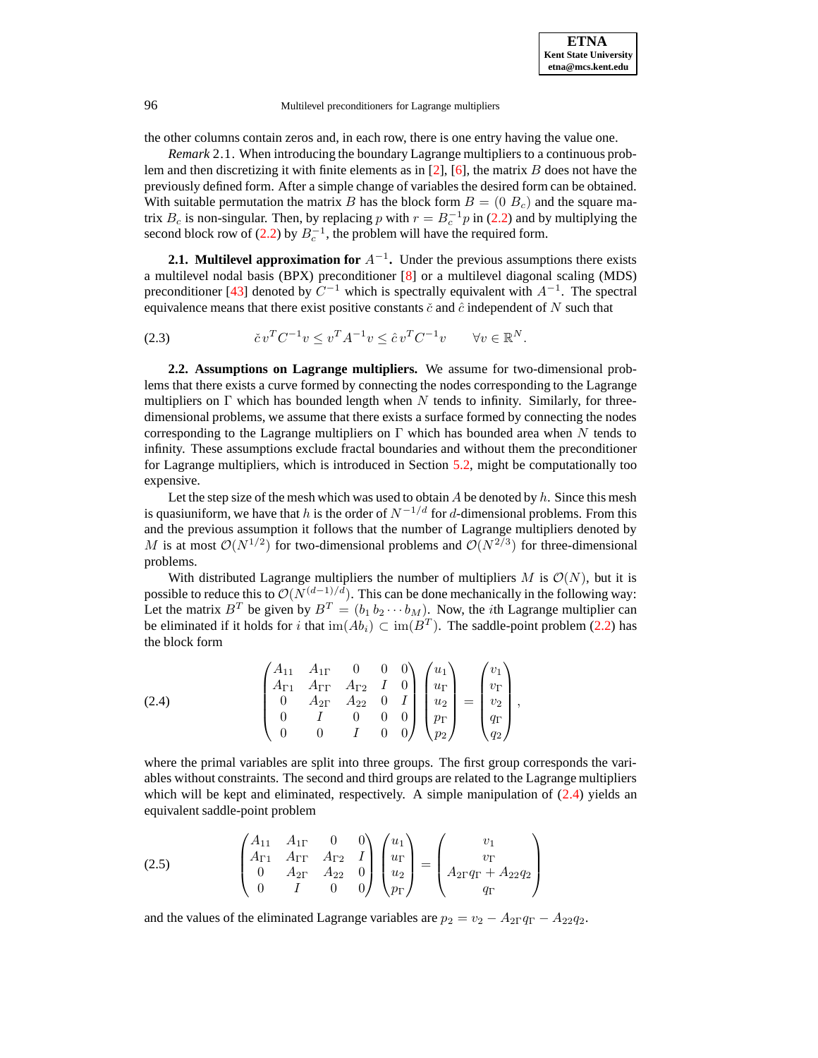the other columns contain zeros and, in each row, there is one entry having the value one.

*Remark* 2.1. When introducing the boundary Lagrange multipliers to a continuous problem and then discretizing it with finite elements as in [2], [6], the matrix $B$ does not have the previously defined form. After a simple change of variables the desired form can be obtained. With suitable permutation the matrix $B$ has the block form $B = (0 \; B_c)$ and the square matrix $B_c$ is non-singular. Then, by replacing $p$ with $r = B_c^{-1} p$ in (2.2) and by multiplying the second block row of (2.2) by $B_c^{-1}$, the problem will have the required form.

**2.1. Multilevel approximation for $A^{-1}$.** Under the previous assumptions there exists a multilevel nodal basis (BPX) preconditioner [8] or a multilevel diagonal scaling (MDS) preconditioner [43] denoted by $C^{-1}$ which is spectrally equivalent with $A^{-1}$. The spectral equivalence means that there exist positive constants $\check{c}$ and $\hat{c}$ independent of $N$ such that

$$\check{c}\, v^T C^{-1} v \leq v^T A^{-1} v \leq \hat{c}\, v^T C^{-1} v \qquad \forall v \in \mathbb{R}^N. \tag{2.3}$$

**2.2. Assumptions on Lagrange multipliers.** We assume for two-dimensional problems that there exists a curve formed by connecting the nodes corresponding to the Lagrange multipliers on $\Gamma$ which has bounded length when $N$ tends to infinity. Similarly, for three-dimensional problems, we assume that there exists a surface formed by connecting the nodes corresponding to the Lagrange multipliers on $\Gamma$ which has bounded area when $N$ tends to infinity. These assumptions exclude fractal boundaries and without them the preconditioner for Lagrange multipliers, which is introduced in Section 5.2, might be computationally too expensive.

Let the step size of the mesh which was used to obtain $A$ be denoted by $h$. Since this mesh is quasiuniform, we have that $h$ is the order of $N^{-1/d}$ for $d$-dimensional problems. From this and the previous assumption it follows that the number of Lagrange multipliers denoted by $M$ is at most $\mathcal{O}(N^{1/2})$ for two-dimensional problems and $\mathcal{O}(N^{2/3})$ for three-dimensional problems.

With distributed Lagrange multipliers the number of multipliers $M$ is $\mathcal{O}(N)$, but it is possible to reduce this to $\mathcal{O}(N^{(d-1)/d})$. This can be done mechanically in the following way: Let the matrix $B^T$ be given by $B^T = (b_1 \, b_2 \cdots b_M)$. Now, the $i$th Lagrange multiplier can be eliminated if it holds for $i$ that $\operatorname{im}(Ab_i) \subset \operatorname{im}(B^T)$. The saddle-point problem (2.2) has the block form

$$\begin{pmatrix} A_{11} & A_{1\Gamma} & 0 & 0 & 0 \\ A_{\Gamma 1} & A_{\Gamma\Gamma} & A_{\Gamma 2} & I & 0 \\ 0 & A_{2\Gamma} & A_{22} & 0 & I \\ 0 & I & 0 & 0 & 0 \\ 0 & 0 & I & 0 & 0 \end{pmatrix} \begin{pmatrix} u_1 \\ u_\Gamma \\ u_2 \\ p_\Gamma \\ p_2 \end{pmatrix} = \begin{pmatrix} v_1 \\ v_\Gamma \\ v_2 \\ q_\Gamma \\ q_2 \end{pmatrix}, \tag{2.4}$$

where the primal variables are split into three groups. The first group corresponds the variables without constraints. The second and third groups are related to the Lagrange multipliers which will be kept and eliminated, respectively. A simple manipulation of (2.4) yields an equivalent saddle-point problem

$$\begin{pmatrix} A_{11} & A_{1\Gamma} & 0 & 0 \\ A_{\Gamma 1} & A_{\Gamma\Gamma} & A_{\Gamma 2} & I \\ 0 & A_{2\Gamma} & A_{22} & 0 \\ 0 & I & 0 & 0 \end{pmatrix} \begin{pmatrix} u_1 \\ u_\Gamma \\ u_2 \\ p_\Gamma \end{pmatrix} = \begin{pmatrix} v_1 \\ v_\Gamma \\ A_{2\Gamma} q_\Gamma + A_{22} q_2 \\ q_\Gamma \end{pmatrix} \tag{2.5}$$

and the values of the eliminated Lagrange variables are $p_2 = v_2 - A_{2\Gamma} q_\Gamma - A_{22} q_2$.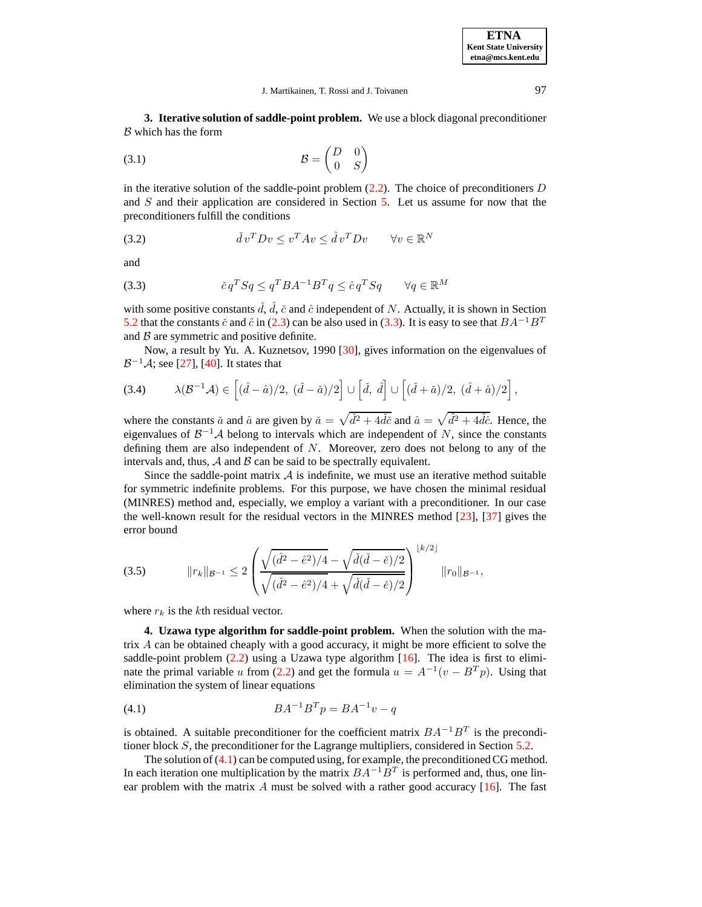**3. Iterative solution of saddle-point problem.** We use a block diagonal preconditioner $\mathcal{B}$ which has the form

$$\mathcal{B} = \begin{pmatrix} D & 0 \\ 0 & S \end{pmatrix} \tag{3.1}$$

in the iterative solution of the saddle-point problem (2.2). The choice of preconditioners $D$ and $S$ and their application are considered in Section 5. Let us assume for now that the preconditioners fulfill the conditions

$$\check{d}\, v^T D v \le v^T A v \le \hat{d}\, v^T D v \qquad \forall v \in \mathbb{R}^N \tag{3.2}$$

and

$$\check{c}\, q^T S q \le q^T B A^{-1} B^T q \le \hat{c}\, q^T S q \qquad \forall q \in \mathbb{R}^M \tag{3.3}$$

with some positive constants $\check{d}$, $\hat{d}$, $\check{c}$ and $\hat{c}$ independent of $N$. Actually, it is shown in Section 5.2 that the constants $\check{c}$ and $\hat{c}$ in (2.3) can be also used in (3.3). It is easy to see that $BA^{-1}B^T$ and $\mathcal{B}$ are symmetric and positive definite.

Now, a result by Yu. A. Kuznetsov, 1990 [30], gives information on the eigenvalues of $\mathcal{B}^{-1}\mathcal{A}$; see [27], [40]. It states that

$$\lambda(\mathcal{B}^{-1}\mathcal{A}) \in \left[(\hat{d} - \hat{a})/2,\ (\check{d} - \check{a})/2\right] \cup \left[\check{d},\ \hat{d}\right] \cup \left[(\check{d} + \check{a})/2,\ (\hat{d} + \hat{a})/2\right], \tag{3.4}$$

where the constants $\check{a}$ and $\hat{a}$ are given by $\check{a} = \sqrt{\check{d}^2 + 4\check{d}\check{c}}$ and $\hat{a} = \sqrt{\hat{d}^2 + 4\hat{d}\hat{c}}$. Hence, the eigenvalues of $\mathcal{B}^{-1}\mathcal{A}$ belong to intervals which are independent of $N$, since the constants defining them are also independent of $N$. Moreover, zero does not belong to any of the intervals and, thus, $\mathcal{A}$ and $\mathcal{B}$ can be said to be spectrally equivalent.

Since the saddle-point matrix $\mathcal{A}$ is indefinite, we must use an iterative method suitable for symmetric indefinite problems. For this purpose, we have chosen the minimal residual (MINRES) method and, especially, we employ a variant with a preconditioner. In our case the well-known result for the residual vectors in the MINRES method [23], [37] gives the error bound

$$\|r_k\|_{\mathcal{B}^{-1}} \le 2 \left( \frac{\sqrt{(\hat{d}^2 - \hat{e}^2)/4} - \sqrt{\check{d}(\check{d} - \check{e})/2}}{\sqrt{(\hat{d}^2 - \hat{e}^2)/4} + \sqrt{\check{d}(\check{d} - \check{e})/2}} \right)^{\lfloor k/2 \rfloor} \|r_0\|_{\mathcal{B}^{-1}}, \tag{3.5}$$

where $r_k$ is the $k$th residual vector.

**4. Uzawa type algorithm for saddle-point problem.** When the solution with the matrix $A$ can be obtained cheaply with a good accuracy, it might be more efficient to solve the saddle-point problem (2.2) using a Uzawa type algorithm [16]. The idea is first to eliminate the primal variable $u$ from (2.2) and get the formula $u = A^{-1}(v - B^T p)$. Using that elimination the system of linear equations

$$BA^{-1}B^T p = BA^{-1}v - q \tag{4.1}$$

is obtained. A suitable preconditioner for the coefficient matrix $BA^{-1}B^T$ is the preconditioner block $S$, the preconditioner for the Lagrange multipliers, considered in Section 5.2.

The solution of (4.1) can be computed using, for example, the preconditioned CG method. In each iteration one multiplication by the matrix $BA^{-1}B^T$ is performed and, thus, one linear problem with the matrix $A$ must be solved with a rather good accuracy [16]. The fast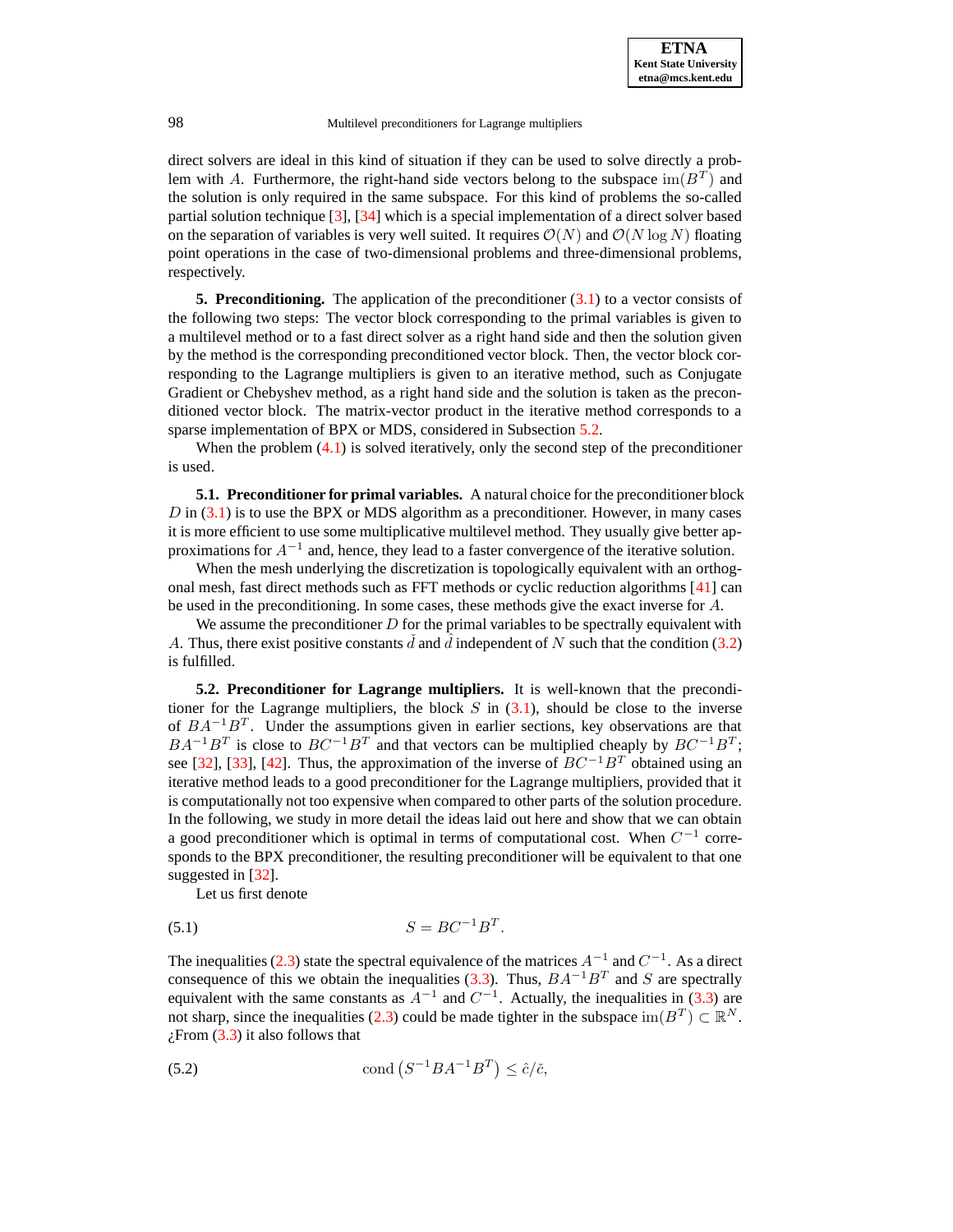direct solvers are ideal in this kind of situation if they can be used to solve directly a problem with $A$. Furthermore, the right-hand side vectors belong to the subspace $\mathrm{im}(B^T)$ and the solution is only required in the same subspace. For this kind of problems the so-called partial solution technique [3], [34] which is a special implementation of a direct solver based on the separation of variables is very well suited. It requires $\mathcal{O}(N)$ and $\mathcal{O}(N \log N)$ floating point operations in the case of two-dimensional problems and three-dimensional problems, respectively.

## 5. Preconditioning.

The application of the preconditioner (3.1) to a vector consists of the following two steps: The vector block corresponding to the primal variables is given to a multilevel method or to a fast direct solver as a right hand side and then the solution given by the method is the corresponding preconditioned vector block. Then, the vector block corresponding to the Lagrange multipliers is given to an iterative method, such as Conjugate Gradient or Chebyshev method, as a right hand side and the solution is taken as the preconditioned vector block. The matrix-vector product in the iterative method corresponds to a sparse implementation of BPX or MDS, considered in Subsection 5.2.

When the problem (4.1) is solved iteratively, only the second step of the preconditioner is used.

### 5.1. Preconditioner for primal variables.

A natural choice for the preconditioner block $D$ in (3.1) is to use the BPX or MDS algorithm as a preconditioner. However, in many cases it is more efficient to use some multiplicative multilevel method. They usually give better approximations for $A^{-1}$ and, hence, they lead to a faster convergence of the iterative solution.

When the mesh underlying the discretization is topologically equivalent with an orthogonal mesh, fast direct methods such as FFT methods or cyclic reduction algorithms [41] can be used in the preconditioning. In some cases, these methods give the exact inverse for $A$.

We assume the preconditioner $D$ for the primal variables to be spectrally equivalent with $A$. Thus, there exist positive constants $\check{d}$ and $\hat{d}$ independent of $N$ such that the condition (3.2) is fulfilled.

### 5.2. Preconditioner for Lagrange multipliers.

It is well-known that the preconditioner for the Lagrange multipliers, the block $S$ in (3.1), should be close to the inverse of $BA^{-1}B^T$. Under the assumptions given in earlier sections, key observations are that $BA^{-1}B^T$ is close to $BC^{-1}B^T$ and that vectors can be multiplied cheaply by $BC^{-1}B^T$; see [32], [33], [42]. Thus, the approximation of the inverse of $BC^{-1}B^T$ obtained using an iterative method leads to a good preconditioner for the Lagrange multipliers, provided that it is computationally not too expensive when compared to other parts of the solution procedure. In the following, we study in more detail the ideas laid out here and show that we can obtain a good preconditioner which is optimal in terms of computational cost. When $C^{-1}$ corresponds to the BPX preconditioner, the resulting preconditioner will be equivalent to that one suggested in [32].

Let us first denote

$$S = BC^{-1}B^T. \tag{5.1}$$

The inequalities (2.3) state the spectral equivalence of the matrices $A^{-1}$ and $C^{-1}$. As a direct consequence of this we obtain the inequalities (3.3). Thus, $BA^{-1}B^T$ and $S$ are spectrally equivalent with the same constants as $A^{-1}$ and $C^{-1}$. Actually, the inequalities in (3.3) are not sharp, since the inequalities (2.3) could be made tighter in the subspace $\mathrm{im}(B^T) \subset \mathbb{R}^N$. ¿From (3.3) it also follows that

$$\mathrm{cond}\left(S^{-1}BA^{-1}B^T\right) \leq \hat{c}/\check{c}, \tag{5.2}$$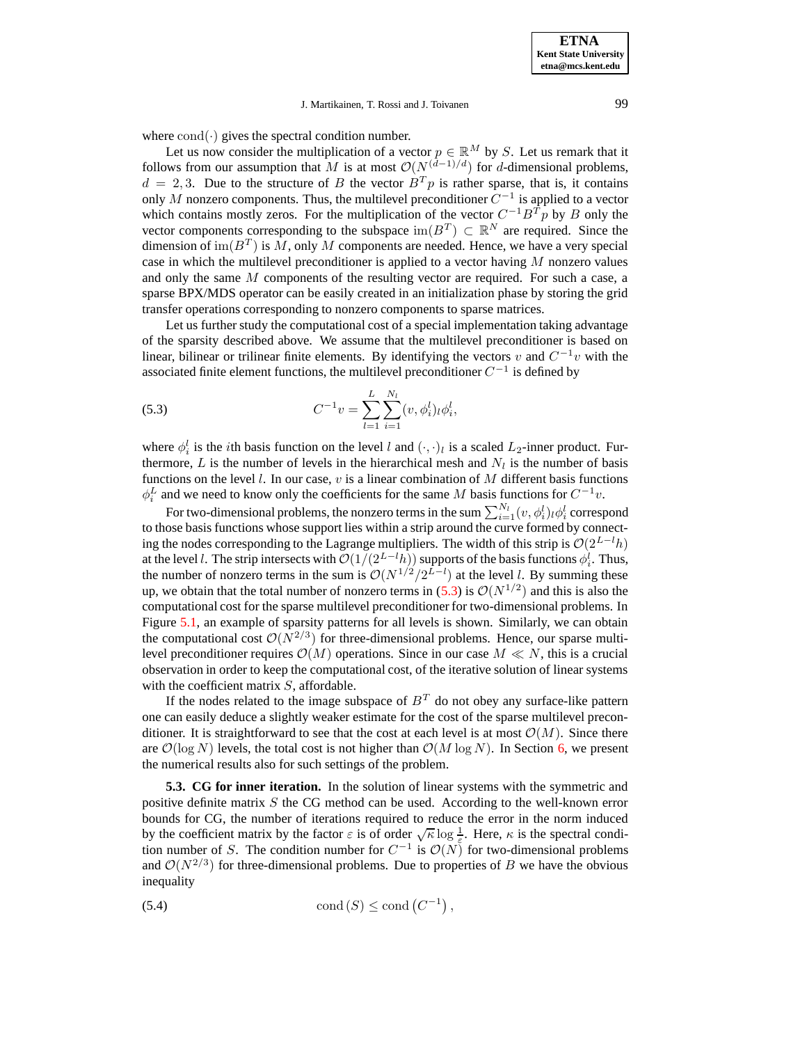where $\mathrm{cond}(\cdot)$ gives the spectral condition number.

Let us now consider the multiplication of a vector $p \in \mathbb{R}^M$ by $S$. Let us remark that it follows from our assumption that $M$ is at most $\mathcal{O}(N^{(d-1)/d})$ for $d$-dimensional problems, $d = 2, 3$. Due to the structure of $B$ the vector $B^T p$ is rather sparse, that is, it contains only $M$ nonzero components. Thus, the multilevel preconditioner $C^{-1}$ is applied to a vector which contains mostly zeros. For the multiplication of the vector $C^{-1}B^T p$ by $B$ only the vector components corresponding to the subspace $\mathrm{im}(B^T) \subset \mathbb{R}^N$ are required. Since the dimension of $\mathrm{im}(B^T)$ is $M$, only $M$ components are needed. Hence, we have a very special case in which the multilevel preconditioner is applied to a vector having $M$ nonzero values and only the same $M$ components of the resulting vector are required. For such a case, a sparse BPX/MDS operator can be easily created in an initialization phase by storing the grid transfer operations corresponding to nonzero components to sparse matrices.

Let us further study the computational cost of a special implementation taking advantage of the sparsity described above. We assume that the multilevel preconditioner is based on linear, bilinear or trilinear finite elements. By identifying the vectors $v$ and $C^{-1}v$ with the associated finite element functions, the multilevel preconditioner $C^{-1}$ is defined by

$$C^{-1}v = \sum_{l=1}^{L} \sum_{i=1}^{N_l} (v, \phi_i^l)_l \phi_i^l, \tag{5.3}$$

where $\phi_i^l$ is the $i$th basis function on the level $l$ and $(\cdot, \cdot)_l$ is a scaled $L_2$-inner product. Furthermore, $L$ is the number of levels in the hierarchical mesh and $N_l$ is the number of basis functions on the level $l$. In our case, $v$ is a linear combination of $M$ different basis functions $\phi_i^L$ and we need to know only the coefficients for the same $M$ basis functions for $C^{-1}v$.

For two-dimensional problems, the nonzero terms in the sum $\sum_{i=1}^{N_l} (v, \phi_i^l)_l \phi_i^l$ correspond to those basis functions whose support lies within a strip around the curve formed by connecting the nodes corresponding to the Lagrange multipliers. The width of this strip is $\mathcal{O}(2^{L-l}h)$ at the level $l$. The strip intersects with $\mathcal{O}(1/(2^{L-l}h))$ supports of the basis functions $\phi_i^l$. Thus, the number of nonzero terms in the sum is $\mathcal{O}(N^{1/2}/2^{L-l})$ at the level $l$. By summing these up, we obtain that the total number of nonzero terms in (5.3) is $\mathcal{O}(N^{1/2})$ and this is also the computational cost for the sparse multilevel preconditioner for two-dimensional problems. In Figure 5.1, an example of sparsity patterns for all levels is shown. Similarly, we can obtain the computational cost $\mathcal{O}(N^{2/3})$ for three-dimensional problems. Hence, our sparse multilevel preconditioner requires $\mathcal{O}(M)$ operations. Since in our case $M \ll N$, this is a crucial observation in order to keep the computational cost, of the iterative solution of linear systems with the coefficient matrix $S$, affordable.

If the nodes related to the image subspace of $B^T$ do not obey any surface-like pattern one can easily deduce a slightly weaker estimate for the cost of the sparse multilevel preconditioner. It is straightforward to see that the cost at each level is at most $\mathcal{O}(M)$. Since there are $\mathcal{O}(\log N)$ levels, the total cost is not higher than $\mathcal{O}(M \log N)$. In Section 6, we present the numerical results also for such settings of the problem.

**5.3. CG for inner iteration.** In the solution of linear systems with the symmetric and positive definite matrix $S$ the CG method can be used. According to the well-known error bounds for CG, the number of iterations required to reduce the error in the norm induced by the coefficient matrix by the factor $\varepsilon$ is of order $\sqrt{\kappa} \log \frac{1}{\varepsilon}$. Here, $\kappa$ is the spectral condition number of $S$. The condition number for $C^{-1}$ is $\mathcal{O}(N)$ for two-dimensional problems and $\mathcal{O}(N^{2/3})$ for three-dimensional problems. Due to properties of $B$ we have the obvious inequality

$$\mathrm{cond}\,(S) \leq \mathrm{cond}\left(C^{-1}\right), \tag{5.4}$$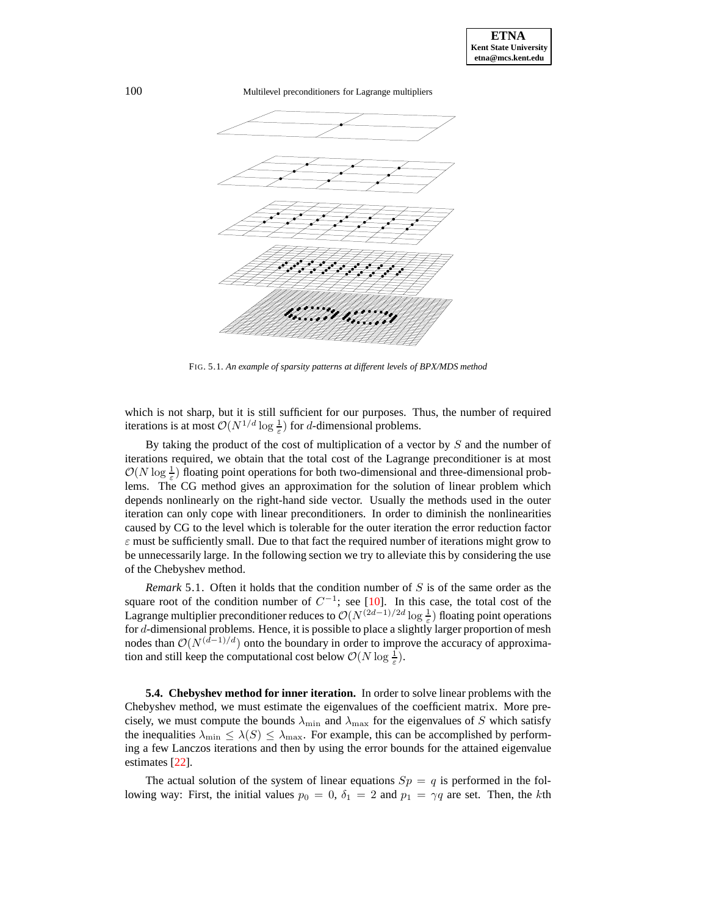FIG. 5.1. *An example of sparsity patterns at different levels of BPX/MDS method*

which is not sharp, but it is still sufficient for our purposes. Thus, the number of required iterations is at most $\mathcal{O}(N^{1/d} \log \frac{1}{\varepsilon})$ for $d$-dimensional problems.

By taking the product of the cost of multiplication of a vector by $S$ and the number of iterations required, we obtain that the total cost of the Lagrange preconditioner is at most $\mathcal{O}(N \log \frac{1}{\varepsilon})$ floating point operations for both two-dimensional and three-dimensional problems. The CG method gives an approximation for the solution of linear problem which depends nonlinearly on the right-hand side vector. Usually the methods used in the outer iteration can only cope with linear preconditioners. In order to diminish the nonlinearities caused by CG to the level which is tolerable for the outer iteration the error reduction factor $\varepsilon$ must be sufficiently small. Due to that fact the required number of iterations might grow to be unnecessarily large. In the following section we try to alleviate this by considering the use of the Chebyshev method.

*Remark* 5.1. Often it holds that the condition number of $S$ is of the same order as the square root of the condition number of $C^{-1}$; see [10]. In this case, the total cost of the Lagrange multiplier preconditioner reduces to $\mathcal{O}(N^{(2d-1)/2d} \log \frac{1}{\varepsilon})$ floating point operations for $d$-dimensional problems. Hence, it is possible to place a slightly larger proportion of mesh nodes than $\mathcal{O}(N^{(d-1)/d})$ onto the boundary in order to improve the accuracy of approximation and still keep the computational cost below $\mathcal{O}(N \log \frac{1}{\varepsilon})$.

**5.4. Chebyshev method for inner iteration.** In order to solve linear problems with the Chebyshev method, we must estimate the eigenvalues of the coefficient matrix. More precisely, we must compute the bounds $\lambda_{\min}$ and $\lambda_{\max}$ for the eigenvalues of $S$ which satisfy the inequalities $\lambda_{\min} \leq \lambda(S) \leq \lambda_{\max}$. For example, this can be accomplished by performing a few Lanczos iterations and then by using the error bounds for the attained eigenvalue estimates [22].

The actual solution of the system of linear equations $Sp = q$ is performed in the following way: First, the initial values $p_0 = 0$, $\delta_1 = 2$ and $p_1 = \gamma q$ are set. Then, the $k$th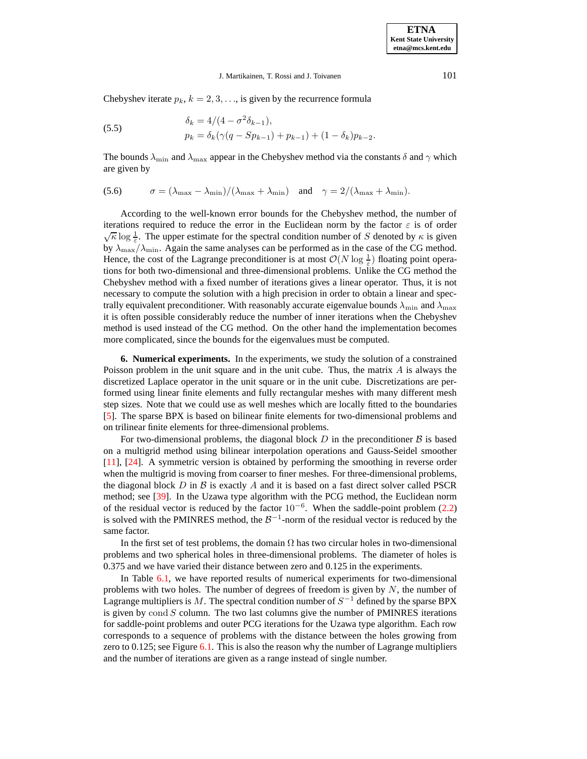Chebyshev iterate $p_k$, $k = 2, 3, \ldots$, is given by the recurrence formula

$$
\begin{aligned}
\delta_k &= 4/(4 - \sigma^2 \delta_{k-1}), \\
p_k &= \delta_k(\gamma(q - Sp_{k-1}) + p_{k-1}) + (1 - \delta_k)p_{k-2}.
\end{aligned}
\tag{5.5}
$$

The bounds $\lambda_{\min}$ and $\lambda_{\max}$ appear in the Chebyshev method via the constants $\delta$ and $\gamma$ which are given by

$$
\sigma = (\lambda_{\max} - \lambda_{\min})/(\lambda_{\max} + \lambda_{\min}) \quad \text{and} \quad \gamma = 2/(\lambda_{\max} + \lambda_{\min}). \tag{5.6}
$$

According to the well-known error bounds for the Chebyshev method, the number of iterations required to reduce the error in the Euclidean norm by the factor $\varepsilon$ is of order $\sqrt{\kappa} \log \frac{1}{\varepsilon}$. The upper estimate for the spectral condition number of $S$ denoted by $\kappa$ is given by $\lambda_{\max}/\lambda_{\min}$. Again the same analyses can be performed as in the case of the CG method. Hence, the cost of the Lagrange preconditioner is at most $\mathcal{O}(N \log \frac{1}{\varepsilon})$ floating point operations for both two-dimensional and three-dimensional problems. Unlike the CG method the Chebyshev method with a fixed number of iterations gives a linear operator. Thus, it is not necessary to compute the solution with a high precision in order to obtain a linear and spectrally equivalent preconditioner. With reasonably accurate eigenvalue bounds $\lambda_{\min}$ and $\lambda_{\max}$ it is often possible considerably reduce the number of inner iterations when the Chebyshev method is used instead of the CG method. On the other hand the implementation becomes more complicated, since the bounds for the eigenvalues must be computed.

**6. Numerical experiments.** In the experiments, we study the solution of a constrained Poisson problem in the unit square and in the unit cube. Thus, the matrix $A$ is always the discretized Laplace operator in the unit square or in the unit cube. Discretizations are performed using linear finite elements and fully rectangular meshes with many different mesh step sizes. Note that we could use as well meshes which are locally fitted to the boundaries [5]. The sparse BPX is based on bilinear finite elements for two-dimensional problems and on trilinear finite elements for three-dimensional problems.

For two-dimensional problems, the diagonal block $D$ in the preconditioner $\mathcal{B}$ is based on a multigrid method using bilinear interpolation operations and Gauss-Seidel smoother [11], [24]. A symmetric version is obtained by performing the smoothing in reverse order when the multigrid is moving from coarser to finer meshes. For three-dimensional problems, the diagonal block $D$ in $\mathcal{B}$ is exactly $A$ and it is based on a fast direct solver called PSCR method; see [39]. In the Uzawa type algorithm with the PCG method, the Euclidean norm of the residual vector is reduced by the factor $10^{-6}$. When the saddle-point problem (2.2) is solved with the PMINRES method, the $\mathcal{B}^{-1}$-norm of the residual vector is reduced by the same factor.

In the first set of test problems, the domain $\Omega$ has two circular holes in two-dimensional problems and two spherical holes in three-dimensional problems. The diameter of holes is 0.375 and we have varied their distance between zero and 0.125 in the experiments.

In Table 6.1, we have reported results of numerical experiments for two-dimensional problems with two holes. The number of degrees of freedom is given by $N$, the number of Lagrange multipliers is $M$. The spectral condition number of $S^{-1}$ defined by the sparse BPX is given by $\operatorname{cond} S$ column. The two last columns give the number of PMINRES iterations for saddle-point problems and outer PCG iterations for the Uzawa type algorithm. Each row corresponds to a sequence of problems with the distance between the holes growing from zero to 0.125; see Figure 6.1. This is also the reason why the number of Lagrange multipliers and the number of iterations are given as a range instead of single number.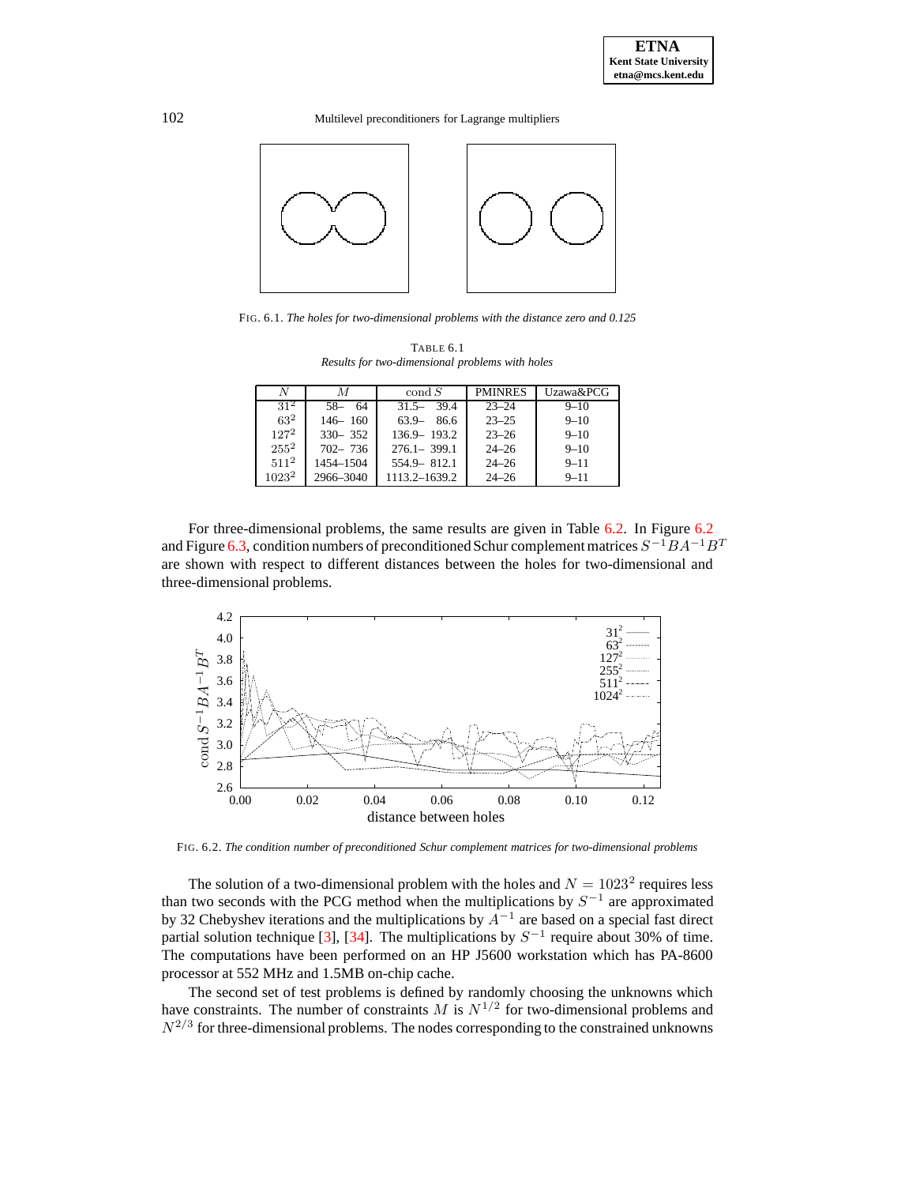FIG. 6.1. *The holes for two-dimensional problems with the distance zero and 0.125*

TABLE 6.1
*Results for two-dimensional problems with holes*

| $N$ | $M$ | cond $S$ | PMINRES | Uzawa&PCG |
|---|---|---|---|---|
| $31^2$ | 58– 64 | 31.5– 39.4 | 23–24 | 9–10 |
| $63^2$ | 146– 160 | 63.9– 86.6 | 23–25 | 9–10 |
| $127^2$ | 330– 352 | 136.9– 193.2 | 23–26 | 9–10 |
| $255^2$ | 702– 736 | 276.1– 399.1 | 24–26 | 9–10 |
| $511^2$ | 1454–1504 | 554.9– 812.1 | 24–26 | 9–11 |
| $1023^2$ | 2966–3040 | 1113.2–1639.2 | 24–26 | 9–11 |

For three-dimensional problems, the same results are given in Table 6.2. In Figure 6.2 and Figure 6.3, condition numbers of preconditioned Schur complement matrices $S^{-1}BA^{-1}B^T$ are shown with respect to different distances between the holes for two-dimensional and three-dimensional problems.

FIG. 6.2. *The condition number of preconditioned Schur complement matrices for two-dimensional problems*

The solution of a two-dimensional problem with the holes and $N = 1023^2$ requires less than two seconds with the PCG method when the multiplications by $S^{-1}$ are approximated by 32 Chebyshev iterations and the multiplications by $A^{-1}$ are based on a special fast direct partial solution technique [3], [34]. The multiplications by $S^{-1}$ require about 30% of time. The computations have been performed on an HP J5600 workstation which has PA-8600 processor at 552 MHz and 1.5MB on-chip cache.

The second set of test problems is defined by randomly choosing the unknowns which have constraints. The number of constraints $M$ is $N^{1/2}$ for two-dimensional problems and $N^{2/3}$ for three-dimensional problems. The nodes corresponding to the constrained unknowns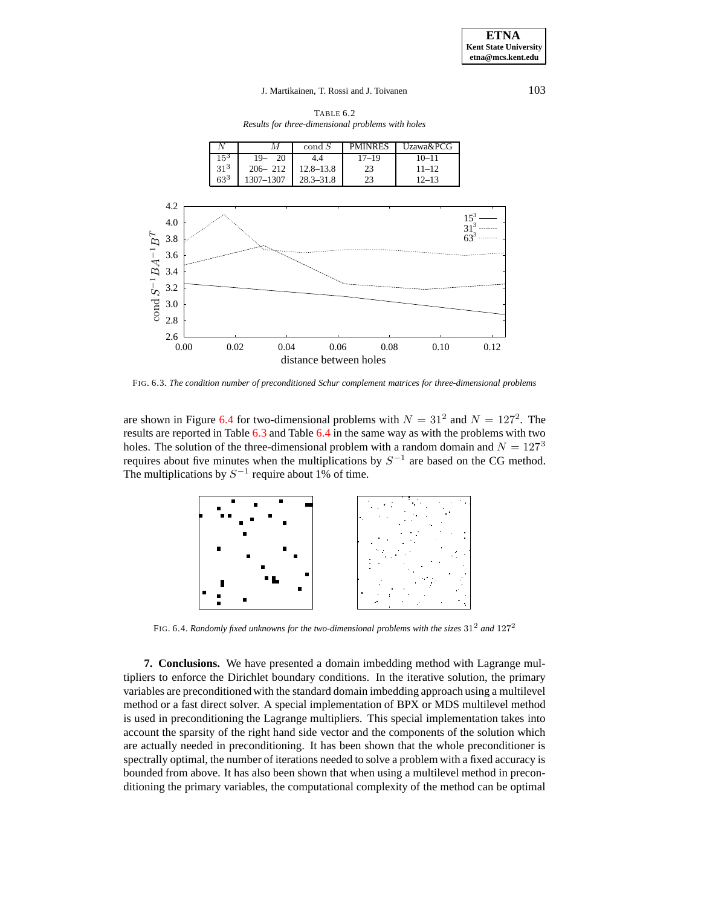TABLE 6.2

*Results for three-dimensional problems with holes*

| $N$ | $M$ | $\mathrm{cond}\, S$ | PMINRES | Uzawa&PCG |
|---|---|---|---|---|
| $15^3$ | 19– 20 | 4.4 | 17–19 | 10–11 |
| $31^3$ | 206– 212 | 12.8–13.8 | 23 | 11–12 |
| $63^3$ | 1307–1307 | 28.3–31.8 | 23 | 12–13 |

FIG. 6.3. *The condition number of preconditioned Schur complement matrices for three-dimensional problems*

are shown in Figure 6.4 for two-dimensional problems with $N = 31^2$ and $N = 127^2$. The results are reported in Table 6.3 and Table 6.4 in the same way as with the problems with two holes. The solution of the three-dimensional problem with a random domain and $N = 127^3$ requires about five minutes when the multiplications by $S^{-1}$ are based on the CG method. The multiplications by $S^{-1}$ require about 1% of time.

FIG. 6.4. *Randomly fixed unknowns for the two-dimensional problems with the sizes* $31^2$ *and* $127^2$

**7. Conclusions.** We have presented a domain imbedding method with Lagrange multipliers to enforce the Dirichlet boundary conditions. In the iterative solution, the primary variables are preconditioned with the standard domain imbedding approach using a multilevel method or a fast direct solver. A special implementation of BPX or MDS multilevel method is used in preconditioning the Lagrange multipliers. This special implementation takes into account the sparsity of the right hand side vector and the components of the solution which are actually needed in preconditioning. It has been shown that the whole preconditioner is spectrally optimal, the number of iterations needed to solve a problem with a fixed accuracy is bounded from above. It has also been shown that when using a multilevel method in preconditioning the primary variables, the computational complexity of the method can be optimal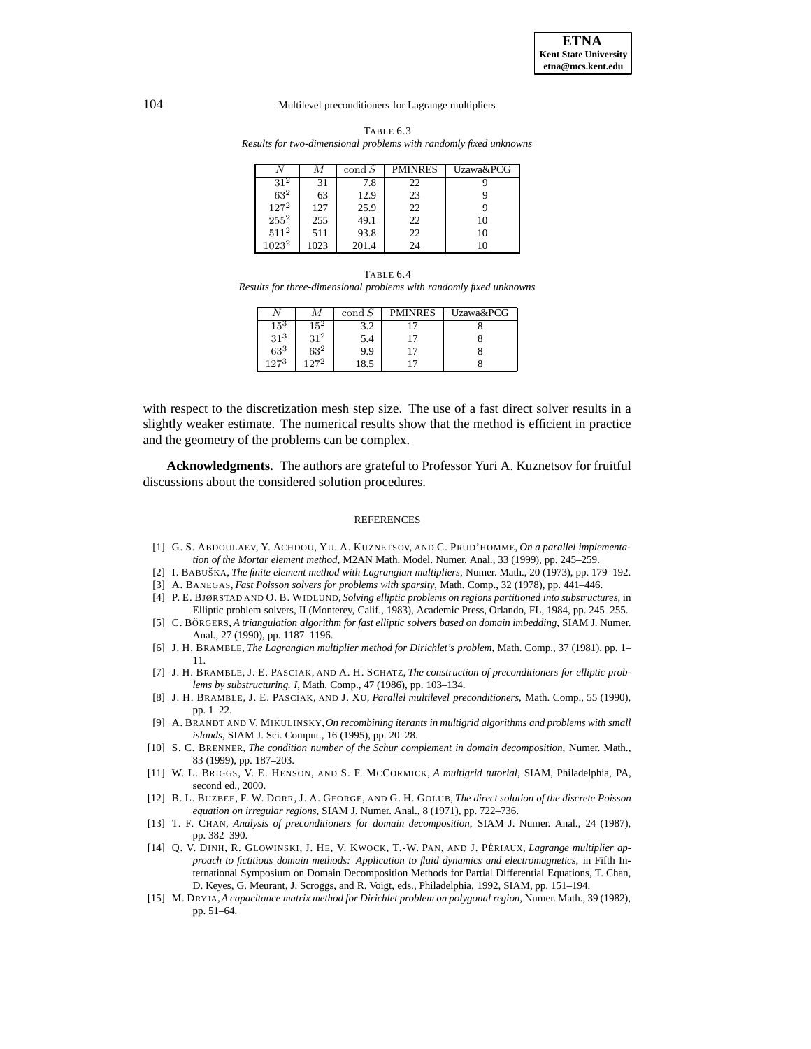TABLE 6.3
*Results for two-dimensional problems with randomly fixed unknowns*

| $N$ | $M$ | $\operatorname{cond} S$ | PMINRES | Uzawa&PCG |
|---|---|---|---|---|
| $31^2$ | 31 | 7.8 | 22 | 9 |
| $63^2$ | 63 | 12.9 | 23 | 9 |
| $127^2$ | 127 | 25.9 | 22 | 9 |
| $255^2$ | 255 | 49.1 | 22 | 10 |
| $511^2$ | 511 | 93.8 | 22 | 10 |
| $1023^2$ | 1023 | 201.4 | 24 | 10 |

TABLE 6.4
*Results for three-dimensional problems with randomly fixed unknowns*

| $N$ | $M$ | $\operatorname{cond} S$ | PMINRES | Uzawa&PCG |
|---|---|---|---|---|
| $15^3$ | $15^2$ | 3.2 | 17 | 8 |
| $31^3$ | $31^2$ | 5.4 | 17 | 8 |
| $63^3$ | $63^2$ | 9.9 | 17 | 8 |
| $127^3$ | $127^2$ | 18.5 | 17 | 8 |

with respect to the discretization mesh step size. The use of a fast direct solver results in a slightly weaker estimate. The numerical results show that the method is efficient in practice and the geometry of the problems can be complex.

**Acknowledgments.** The authors are grateful to Professor Yuri A. Kuznetsov for fruitful discussions about the considered solution procedures.

## REFERENCES

[1] G. S. Abdoulaev, Y. Achdou, Yu. A. Kuznetsov, and C. Prud'homme, *On a parallel implementation of the Mortar element method*, M2AN Math. Model. Numer. Anal., 33 (1999), pp. 245–259.

[2] I. Babuška, *The finite element method with Lagrangian multipliers*, Numer. Math., 20 (1973), pp. 179–192.

[3] A. Banegas, *Fast Poisson solvers for problems with sparsity*, Math. Comp., 32 (1978), pp. 441–446.

[4] P. E. Bjørstad and O. B. Widlund, *Solving elliptic problems on regions partitioned into substructures*, in Elliptic problem solvers, II (Monterey, Calif., 1983), Academic Press, Orlando, FL, 1984, pp. 245–255.

[5] C. Börgers, *A triangulation algorithm for fast elliptic solvers based on domain imbedding*, SIAM J. Numer. Anal., 27 (1990), pp. 1187–1196.

[6] J. H. Bramble, *The Lagrangian multiplier method for Dirichlet's problem*, Math. Comp., 37 (1981), pp. 1–11.

[7] J. H. Bramble, J. E. Pasciak, and A. H. Schatz, *The construction of preconditioners for elliptic problems by substructuring. I*, Math. Comp., 47 (1986), pp. 103–134.

[8] J. H. Bramble, J. E. Pasciak, and J. Xu, *Parallel multilevel preconditioners*, Math. Comp., 55 (1990), pp. 1–22.

[9] A. Brandt and V. Mikulinsky, *On recombining iterants in multigrid algorithms and problems with small islands*, SIAM J. Sci. Comput., 16 (1995), pp. 20–28.

[10] S. C. Brenner, *The condition number of the Schur complement in domain decomposition*, Numer. Math., 83 (1999), pp. 187–203.

[11] W. L. Briggs, V. E. Henson, and S. F. McCormick, *A multigrid tutorial*, SIAM, Philadelphia, PA, second ed., 2000.

[12] B. L. Buzbee, F. W. Dorr, J. A. George, and G. H. Golub, *The direct solution of the discrete Poisson equation on irregular regions*, SIAM J. Numer. Anal., 8 (1971), pp. 722–736.

[13] T. F. Chan, *Analysis of preconditioners for domain decomposition*, SIAM J. Numer. Anal., 24 (1987), pp. 382–390.

[14] Q. V. Dinh, R. Glowinski, J. He, V. Kwock, T.-W. Pan, and J. Périaux, *Lagrange multiplier approach to fictitious domain methods: Application to fluid dynamics and electromagnetics*, in Fifth International Symposium on Domain Decomposition Methods for Partial Differential Equations, T. Chan, D. Keyes, G. Meurant, J. Scroggs, and R. Voigt, eds., Philadelphia, 1992, SIAM, pp. 151–194.

[15] M. Dryja, *A capacitance matrix method for Dirichlet problem on polygonal region*, Numer. Math., 39 (1982), pp. 51–64.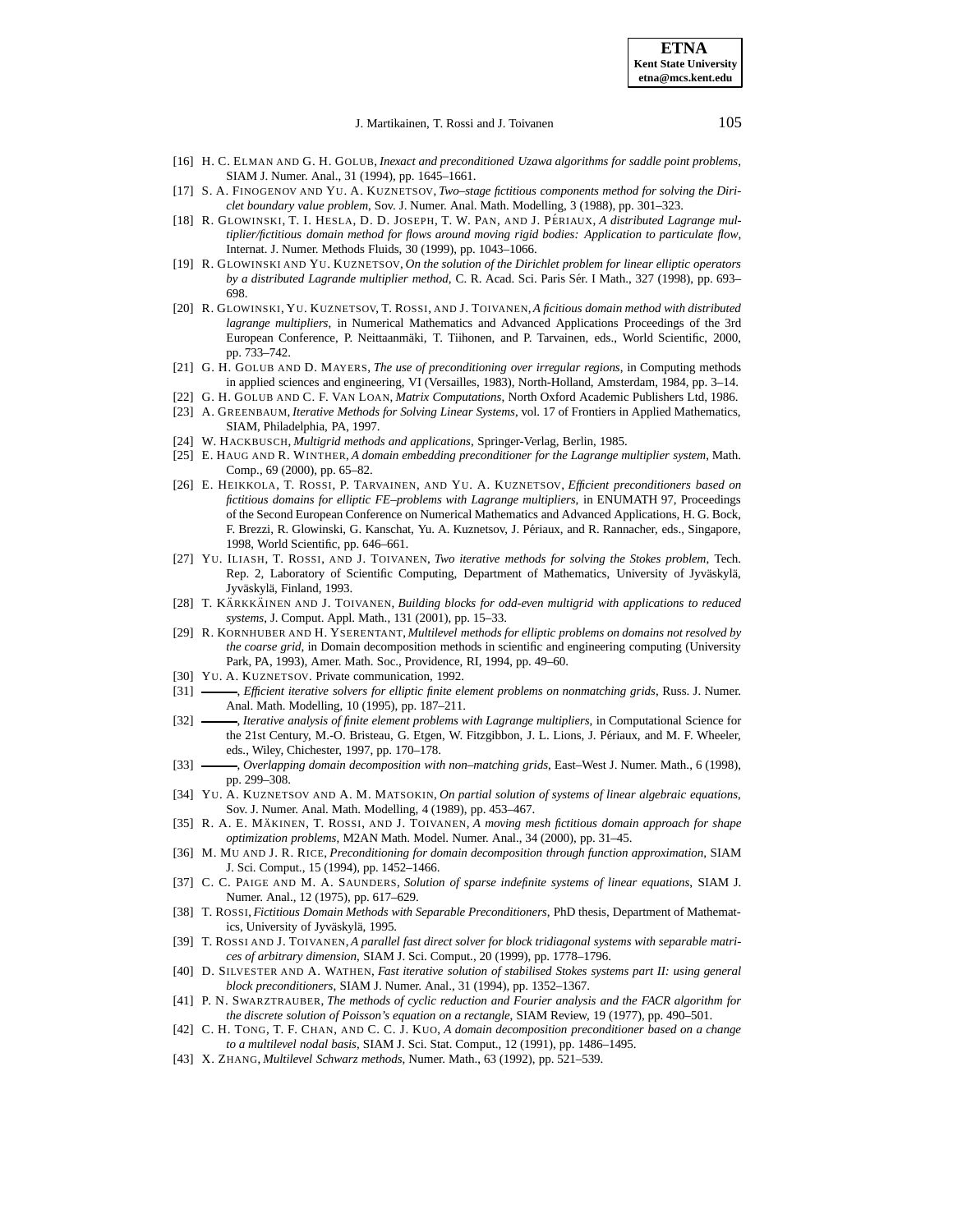[16] H. C. ELMAN AND G. H. GOLUB, *Inexact and preconditioned Uzawa algorithms for saddle point problems*, SIAM J. Numer. Anal., 31 (1994), pp. 1645–1661.

[17] S. A. FINOGENOV AND YU. A. KUZNETSOV, *Two–stage fictitious components method for solving the Diriclet boundary value problem*, Sov. J. Numer. Anal. Math. Modelling, 3 (1988), pp. 301–323.

[18] R. GLOWINSKI, T. I. HESLA, D. D. JOSEPH, T. W. PAN, AND J. PÉRIAUX, *A distributed Lagrange multiplier/fictitious domain method for flows around moving rigid bodies: Application to particulate flow*, Internat. J. Numer. Methods Fluids, 30 (1999), pp. 1043–1066.

[19] R. GLOWINSKI AND YU. KUZNETSOV, *On the solution of the Dirichlet problem for linear elliptic operators by a distributed Lagrande multiplier method*, C. R. Acad. Sci. Paris Sér. I Math., 327 (1998), pp. 693–698.

[20] R. GLOWINSKI, YU. KUZNETSOV, T. ROSSI, AND J. TOIVANEN, *A ficitious domain method with distributed lagrange multipliers*, in Numerical Mathematics and Advanced Applications Proceedings of the 3rd European Conference, P. Neittaanmäki, T. Tiihonen, and P. Tarvainen, eds., World Scientific, 2000, pp. 733–742.

[21] G. H. GOLUB AND D. MAYERS, *The use of preconditioning over irregular regions*, in Computing methods in applied sciences and engineering, VI (Versailles, 1983), North-Holland, Amsterdam, 1984, pp. 3–14.

[22] G. H. GOLUB AND C. F. VAN LOAN, *Matrix Computations*, North Oxford Academic Publishers Ltd, 1986.

[23] A. GREENBAUM, *Iterative Methods for Solving Linear Systems*, vol. 17 of Frontiers in Applied Mathematics, SIAM, Philadelphia, PA, 1997.

[24] W. HACKBUSCH, *Multigrid methods and applications*, Springer-Verlag, Berlin, 1985.

[25] E. HAUG AND R. WINTHER, *A domain embedding preconditioner for the Lagrange multiplier system*, Math. Comp., 69 (2000), pp. 65–82.

[26] E. HEIKKOLA, T. ROSSI, P. TARVAINEN, AND YU. A. KUZNETSOV, *Efficient preconditioners based on fictitious domains for elliptic FE–problems with Lagrange multipliers*, in ENUMATH 97, Proceedings of the Second European Conference on Numerical Mathematics and Advanced Applications, H. G. Bock, F. Brezzi, R. Glowinski, G. Kanschat, Yu. A. Kuznetsov, J. Périaux, and R. Rannacher, eds., Singapore, 1998, World Scientific, pp. 646–661.

[27] YU. ILIASH, T. ROSSI, AND J. TOIVANEN, *Two iterative methods for solving the Stokes problem*, Tech. Rep. 2, Laboratory of Scientific Computing, Department of Mathematics, University of Jyväskylä, Jyväskylä, Finland, 1993.

[28] T. KÄRKKÄINEN AND J. TOIVANEN, *Building blocks for odd-even multigrid with applications to reduced systems*, J. Comput. Appl. Math., 131 (2001), pp. 15–33.

[29] R. KORNHUBER AND H. YSERENTANT, *Multilevel methods for elliptic problems on domains not resolved by the coarse grid*, in Domain decomposition methods in scientific and engineering computing (University Park, PA, 1993), Amer. Math. Soc., Providence, RI, 1994, pp. 49–60.

[30] YU. A. KUZNETSOV. Private communication, 1992.

[31] ———, *Efficient iterative solvers for elliptic finite element problems on nonmatching grids*, Russ. J. Numer. Anal. Math. Modelling, 10 (1995), pp. 187–211.

[32] ———, *Iterative analysis of finite element problems with Lagrange multipliers*, in Computational Science for the 21st Century, M.-O. Bristeau, G. Etgen, W. Fitzgibbon, J. L. Lions, J. Périaux, and M. F. Wheeler, eds., Wiley, Chichester, 1997, pp. 170–178.

[33] ———, *Overlapping domain decomposition with non–matching grids*, East–West J. Numer. Math., 6 (1998), pp. 299–308.

[34] YU. A. KUZNETSOV AND A. M. MATSOKIN, *On partial solution of systems of linear algebraic equations*, Sov. J. Numer. Anal. Math. Modelling, 4 (1989), pp. 453–467.

[35] R. A. E. MÄKINEN, T. ROSSI, AND J. TOIVANEN, *A moving mesh fictitious domain approach for shape optimization problems*, M2AN Math. Model. Numer. Anal., 34 (2000), pp. 31–45.

[36] M. MU AND J. R. RICE, *Preconditioning for domain decomposition through function approximation*, SIAM J. Sci. Comput., 15 (1994), pp. 1452–1466.

[37] C. C. PAIGE AND M. A. SAUNDERS, *Solution of sparse indefinite systems of linear equations*, SIAM J. Numer. Anal., 12 (1975), pp. 617–629.

[38] T. ROSSI, *Fictitious Domain Methods with Separable Preconditioners*, PhD thesis, Department of Mathematics, University of Jyväskylä, 1995.

[39] T. ROSSI AND J. TOIVANEN, *A parallel fast direct solver for block tridiagonal systems with separable matrices of arbitrary dimension*, SIAM J. Sci. Comput., 20 (1999), pp. 1778–1796.

[40] D. SILVESTER AND A. WATHEN, *Fast iterative solution of stabilised Stokes systems part II: using general block preconditioners*, SIAM J. Numer. Anal., 31 (1994), pp. 1352–1367.

[41] P. N. SWARZTRAUBER, *The methods of cyclic reduction and Fourier analysis and the FACR algorithm for the discrete solution of Poisson's equation on a rectangle*, SIAM Review, 19 (1977), pp. 490–501.

[42] C. H. TONG, T. F. CHAN, AND C. C. J. KUO, *A domain decomposition preconditioner based on a change to a multilevel nodal basis*, SIAM J. Sci. Stat. Comput., 12 (1991), pp. 1486–1495.

[43] X. ZHANG, *Multilevel Schwarz methods*, Numer. Math., 63 (1992), pp. 521–539.